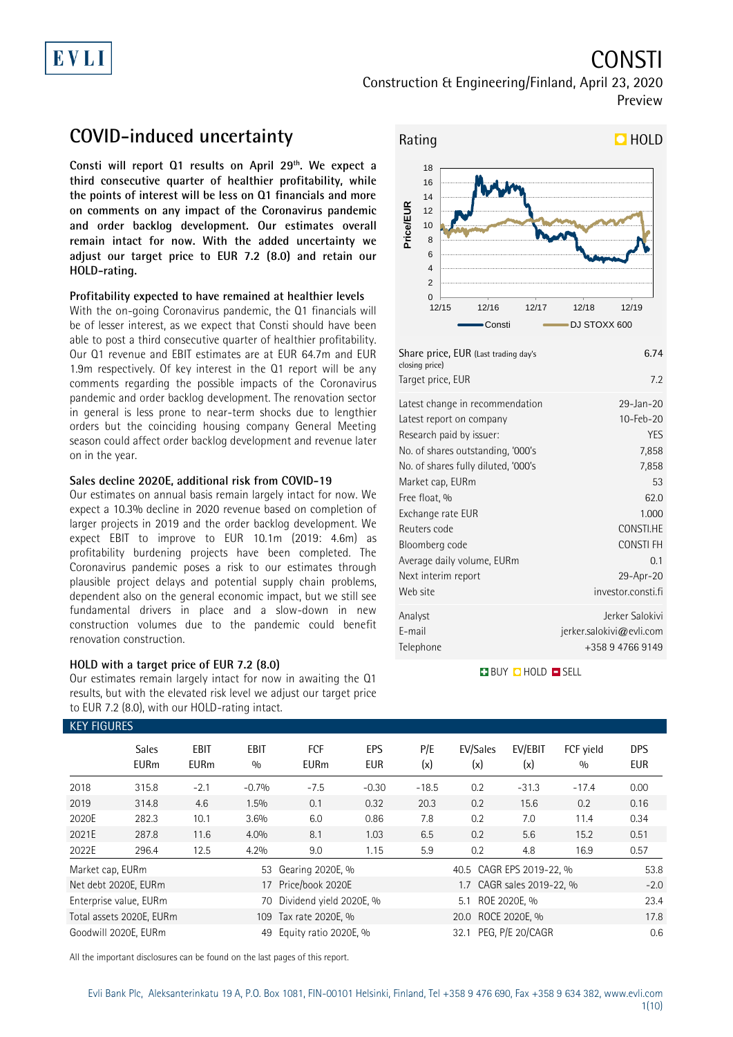# CONSTI

Construction & Engineering/Finland, April 23, 2020

Preview

## COVID-induced uncertainty

**Consti will report Q1 results on April 29th. We expect a third consecutive quarter of healthier profitability, while the points of interest will be less on Q1 financials and more on comments on any impact of the Coronavirus pandemic and order backlog development. Our estimates overall remain intact for now. With the added uncertainty we adjust our target price to EUR 7.2 (8.0) and retain our HOLD-rating.**

### Profitability expected to have remained at healthier levels

With the on-going Coronavirus pandemic, the Q1 financials will be of lesser interest, as we expect that Consti should have been able to post a third consecutive quarter of healthier profitability. Our Q1 revenue and EBIT estimates are at EUR 64.7m and EUR 1.9m respectively. Of key interest in the Q1 report will be any comments regarding the possible impacts of the Coronavirus pandemic and order backlog development. The renovation sector in general is less prone to near-term shocks due to lengthier orders but the coinciding housing company General Meeting season could affect order backlog development and revenue later on in the year.

### Sales decline 2020E, additional risk from COVID-19

Our estimates on annual basis remain largely intact for now. We expect a 10.3% decline in 2020 revenue based on completion of larger projects in 2019 and the order backlog development. We expect EBIT to improve to EUR 10.1m (2019: 4.6m) as profitability burdening projects have been completed. The Coronavirus pandemic poses a risk to our estimates through plausible project delays and potential supply chain problems, dependent also on the general economic impact, but we still see fundamental drivers in place and a slow-down in new construction volumes due to the pandemic could benefit renovation construction.

### HOLD with a target price of EUR 7.2 (8.0)

Our estimates remain largely intact for now in awaiting the Q1 results, but with the elevated risk level we adjust our target price to EUR 7.2 (8.0), with our HOLD-rating intact.

Rating: HOLD

Price/EUR

18
16
14
12
10
8
6
4
2
0

12/15 12/16 12/17 12/18 12/19

Consti
DJ STOXX 600

| | |
|---|---|
| Share price, EUR (Last trading day's closing price) | 6.74 |
| Target price, EUR | 7.2 |
| Latest change in recommendation | 29-Jan-20 |
| Latest report on company | 10-Feb-20 |
| Research paid by issuer: | YES |
| No. of shares outstanding, '000's | 7,858 |
| No. of shares fully diluted, '000's | 7,858 |
| Market cap, EURm | 53 |
| Free float, % | 62.0 |
| Exchange rate EUR | 1.000 |
| Reuters code | CONSTI.HE |
| Bloomberg code | CONSTI FH |
| Average daily volume, EURm | 0.1 |
| Next interim report | 29-Apr-20 |
| Web site | investor.consti.fi |
| Analyst | Jerker Salokivi |
| E-mail | jerker.salokivi@evli.com |
| Telephone | +358 9 4766 9149 |

BUY HOLD SELL

### KEY FIGURES

| | Sales EURm | EBIT EURm | EBIT % | FCF EURm | EPS EUR | P/E (x) | EV/Sales (x) | EV/EBIT (x) | FCF yield % | DPS EUR |
|---|---|---|---|---|---|---|---|---|---|---|
| 2018 | 315.8 | -2.1 | -0.7% | -7.5 | -0.30 | -18.5 | 0.2 | -31.3 | -17.4 | 0.00 |
| 2019 | 314.8 | 4.6 | 1.5% | 0.1 | 0.32 | 20.3 | 0.2 | 15.6 | 0.2 | 0.16 |
| 2020E | 282.3 | 10.1 | 3.6% | 6.0 | 0.86 | 7.8 | 0.2 | 7.0 | 11.4 | 0.34 |
| 2021E | 287.8 | 11.6 | 4.0% | 8.1 | 1.03 | 6.5 | 0.2 | 5.6 | 15.2 | 0.51 |
| 2022E | 296.4 | 12.5 | 4.2% | 9.0 | 1.15 | 5.9 | 0.2 | 4.8 | 16.9 | 0.57 |

| | | | | | |
|---|---|---|---|---|---|
| Market cap, EURm | 53 | Gearing 2020E, % | 40.5 | CAGR EPS 2019-22, % | 53.8 |
| Net debt 2020E, EURm | 17 | Price/book 2020E | 1.7 | CAGR sales 2019-22, % | -2.0 |
| Enterprise value, EURm | 70 | Dividend yield 2020E, % | 5.1 | ROE 2020E, % | 23.4 |
| Total assets 2020E, EURm | 109 | Tax rate 2020E, % | 20.0 | ROCE 2020E, % | 17.8 |
| Goodwill 2020E, EURm | 49 | Equity ratio 2020E, % | 32.1 | PEG, P/E 20/CAGR | 0.6 |

All the important disclosures can be found on the last pages of this report.

Evli Bank Plc, Aleksanterinkatu 19 A, P.O. Box 1081, FIN-00101 Helsinki, Finland, Tel +358 9 476 690, Fax +358 9 634 382, www.evli.com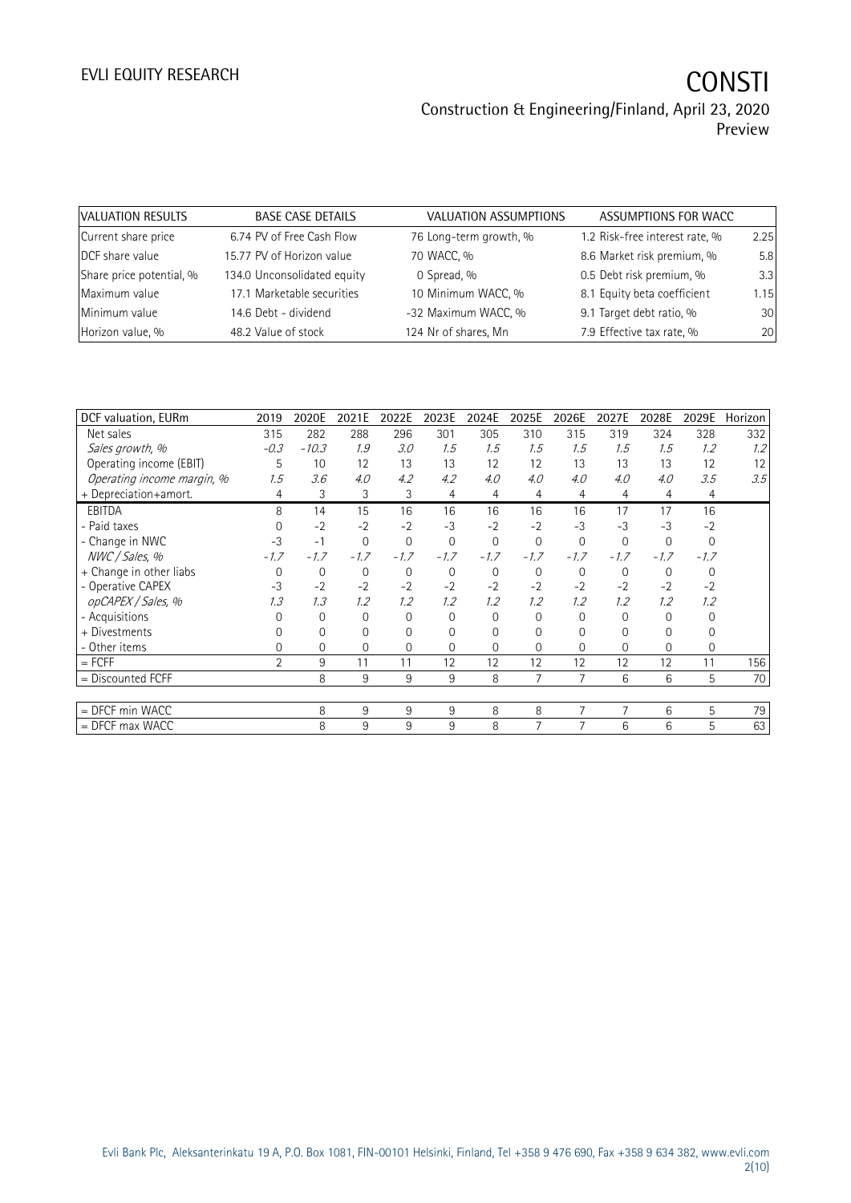| VALUATION RESULTS | BASE CASE DETAILS | VALUATION ASSUMPTIONS | ASSUMPTIONS FOR WACC | |
|---|---|---|---|---|
| Current share price | 6.74 PV of Free Cash Flow | 76 Long-term growth, % | 1.2 Risk-free interest rate, % | 2.25 |
| DCF share value | 15.77 PV of Horizon value | 70 WACC, % | 8.6 Market risk premium, % | 5.8 |
| Share price potential, % | 134.0 Unconsolidated equity | 0 Spread, % | 0.5 Debt risk premium, % | 3.3 |
| Maximum value | 17.1 Marketable securities | 10 Minimum WACC, % | 8.1 Equity beta coefficient | 1.15 |
| Minimum value | 14.6 Debt - dividend | -32 Maximum WACC, % | 9.1 Target debt ratio, % | 30 |
| Horizon value, % | 48.2 Value of stock | 124 Nr of shares, Mn | 7.9 Effective tax rate, % | 20 |

| DCF valuation, EURm | 2019 | 2020E | 2021E | 2022E | 2023E | 2024E | 2025E | 2026E | 2027E | 2028E | 2029E | Horizon |
|---|---|---|---|---|---|---|---|---|---|---|---|---|
| Net sales | 315 | 282 | 288 | 296 | 301 | 305 | 310 | 315 | 319 | 324 | 328 | 332 |
| *Sales growth, %* | *-0.3* | *-10.3* | *1.9* | *3.0* | *1.5* | *1.5* | *1.5* | *1.5* | *1.5* | *1.5* | *1.2* | *1.2* |
| Operating income (EBIT) | 5 | 10 | 12 | 13 | 13 | 12 | 12 | 13 | 13 | 13 | 12 | 12 |
| *Operating income margin, %* | *1.5* | *3.6* | *4.0* | *4.2* | *4.2* | *4.0* | *4.0* | *4.0* | *4.0* | *4.0* | *3.5* | *3.5* |
| + Depreciation+amort. | 4 | 3 | 3 | 3 | 4 | 4 | 4 | 4 | 4 | 4 | 4 | |
| EBITDA | 8 | 14 | 15 | 16 | 16 | 16 | 16 | 16 | 17 | 17 | 16 | |
| - Paid taxes | 0 | -2 | -2 | -2 | -3 | -2 | -2 | -3 | -3 | -3 | -2 | |
| - Change in NWC | -3 | -1 | 0 | 0 | 0 | 0 | 0 | 0 | 0 | 0 | 0 | |
| *NWC / Sales, %* | *-1.7* | *-1.7* | *-1.7* | *-1.7* | *-1.7* | *-1.7* | *-1.7* | *-1.7* | *-1.7* | *-1.7* | *-1.7* | |
| + Change in other liabs | 0 | 0 | 0 | 0 | 0 | 0 | 0 | 0 | 0 | 0 | 0 | |
| - Operative CAPEX | -3 | -2 | -2 | -2 | -2 | -2 | -2 | -2 | -2 | -2 | -2 | |
| *opCAPEX / Sales, %* | *1.3* | *1.3* | *1.2* | *1.2* | *1.2* | *1.2* | *1.2* | *1.2* | *1.2* | *1.2* | *1.2* | |
| - Acquisitions | 0 | 0 | 0 | 0 | 0 | 0 | 0 | 0 | 0 | 0 | 0 | |
| + Divestments | 0 | 0 | 0 | 0 | 0 | 0 | 0 | 0 | 0 | 0 | 0 | |
| - Other items | 0 | 0 | 0 | 0 | 0 | 0 | 0 | 0 | 0 | 0 | 0 | |
| = FCFF | 2 | 9 | 11 | 11 | 12 | 12 | 12 | 12 | 12 | 12 | 11 | 156 |
| = Discounted FCFF | | 8 | 9 | 9 | 9 | 8 | 7 | 7 | 6 | 6 | 5 | 70 |
| | | | | | | | | | | | | |
| = DFCF min WACC | | 8 | 9 | 9 | 9 | 8 | 8 | 7 | 7 | 6 | 5 | 79 |
| = DFCF max WACC | | 8 | 9 | 9 | 9 | 8 | 7 | 7 | 6 | 6 | 5 | 63 |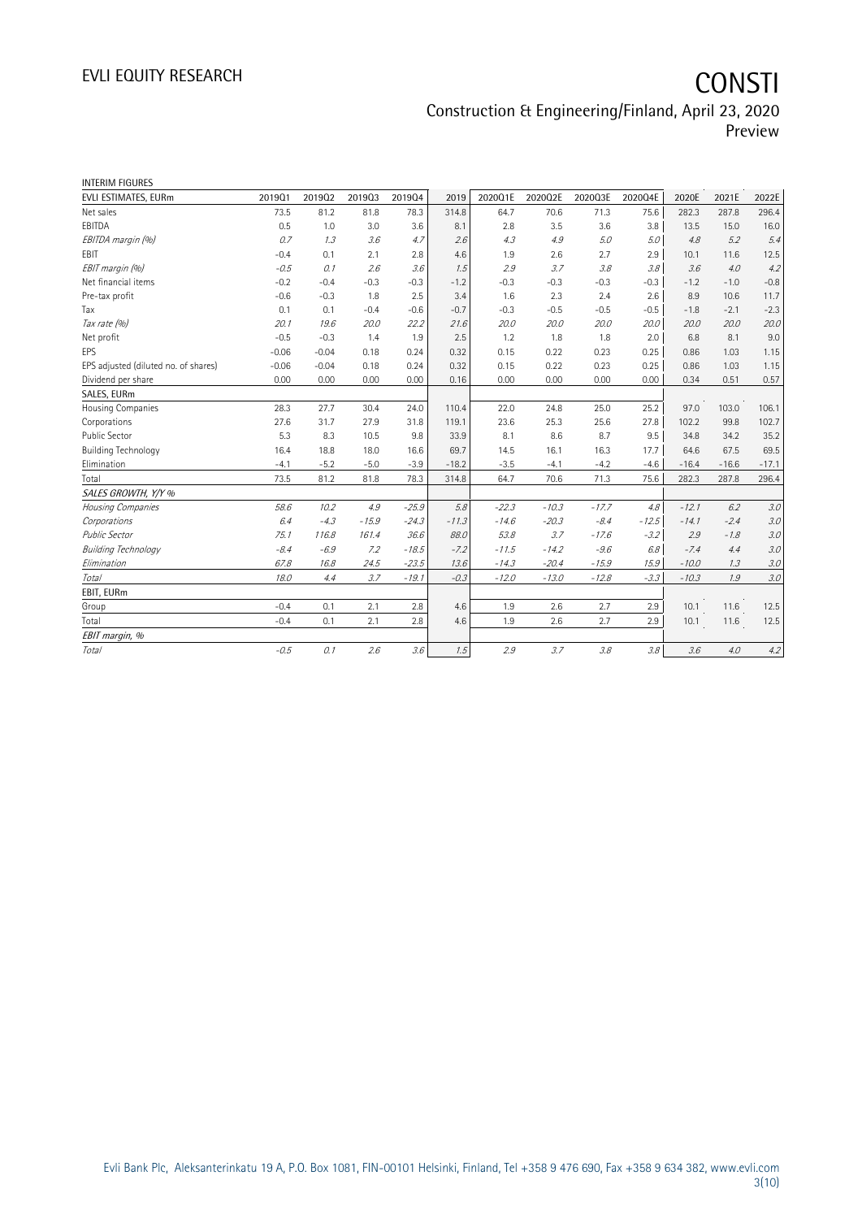INTERIM FIGURES

| EVLI ESTIMATES, EURm | 2019Q1 | 2019Q2 | 2019Q3 | 2019Q4 | 2019 | 2020Q1E | 2020Q2E | 2020Q3E | 2020Q4E | 2020E | 2021E | 2022E |
|---|---|---|---|---|---|---|---|---|---|---|---|---|
| Net sales | 73.5 | 81.2 | 81.8 | 78.3 | 314.8 | 64.7 | 70.6 | 71.3 | 75.6 | 282.3 | 287.8 | 296.4 |
| EBITDA | 0.5 | 1.0 | 3.0 | 3.6 | 8.1 | 2.8 | 3.5 | 3.6 | 3.8 | 13.5 | 15.0 | 16.0 |
| *EBITDA margin (%)* | *0.7* | *1.3* | *3.6* | *4.7* | *2.6* | *4.3* | *4.9* | *5.0* | *5.0* | *4.8* | *5.2* | *5.4* |
| EBIT | -0.4 | 0.1 | 2.1 | 2.8 | 4.6 | 1.9 | 2.6 | 2.7 | 2.9 | 10.1 | 11.6 | 12.5 |
| *EBIT margin (%)* | *-0.5* | *0.1* | *2.6* | *3.6* | *1.5* | *2.9* | *3.7* | *3.8* | *3.8* | *3.6* | *4.0* | *4.2* |
| Net financial items | -0.2 | -0.4 | -0.3 | -0.3 | -1.2 | -0.3 | -0.3 | -0.3 | -0.3 | -1.2 | -1.0 | -0.8 |
| Pre-tax profit | -0.6 | -0.3 | 1.8 | 2.5 | 3.4 | 1.6 | 2.3 | 2.4 | 2.6 | 8.9 | 10.6 | 11.7 |
| Tax | 0.1 | 0.1 | -0.4 | -0.6 | -0.7 | -0.3 | -0.5 | -0.5 | -0.5 | -1.8 | -2.1 | -2.3 |
| *Tax rate (%)* | *20.1* | *19.6* | *20.0* | *22.2* | *21.6* | *20.0* | *20.0* | *20.0* | *20.0* | *20.0* | *20.0* | *20.0* |
| Net profit | -0.5 | -0.3 | 1.4 | 1.9 | 2.5 | 1.2 | 1.8 | 1.8 | 2.0 | 6.8 | 8.1 | 9.0 |
| EPS | -0.06 | -0.04 | 0.18 | 0.24 | 0.32 | 0.15 | 0.22 | 0.23 | 0.25 | 0.86 | 1.03 | 1.15 |
| EPS adjusted (diluted no. of shares) | -0.06 | -0.04 | 0.18 | 0.24 | 0.32 | 0.15 | 0.22 | 0.23 | 0.25 | 0.86 | 1.03 | 1.15 |
| Dividend per share | 0.00 | 0.00 | 0.00 | 0.00 | 0.16 | 0.00 | 0.00 | 0.00 | 0.00 | 0.34 | 0.51 | 0.57 |
| SALES, EURm | | | | | | | | | | | | |
| Housing Companies | 28.3 | 27.7 | 30.4 | 24.0 | 110.4 | 22.0 | 24.8 | 25.0 | 25.2 | 97.0 | 103.0 | 106.1 |
| Corporations | 27.6 | 31.7 | 27.9 | 31.8 | 119.1 | 23.6 | 25.3 | 25.6 | 27.8 | 102.2 | 99.8 | 102.7 |
| Public Sector | 5.3 | 8.3 | 10.5 | 9.8 | 33.9 | 8.1 | 8.6 | 8.7 | 9.5 | 34.8 | 34.2 | 35.2 |
| Building Technology | 16.4 | 18.8 | 18.0 | 16.6 | 69.7 | 14.5 | 16.1 | 16.3 | 17.7 | 64.6 | 67.5 | 69.5 |
| Elimination | -4.1 | -5.2 | -5.0 | -3.9 | -18.2 | -3.5 | -4.1 | -4.2 | -4.6 | -16.4 | -16.6 | -17.1 |
| Total | 73.5 | 81.2 | 81.8 | 78.3 | 314.8 | 64.7 | 70.6 | 71.3 | 75.6 | 282.3 | 287.8 | 296.4 |
| *SALES GROWTH, Y/Y %* | | | | | | | | | | | | |
| *Housing Companies* | *58.6* | *10.2* | *4.9* | *-25.9* | *5.8* | *-22.3* | *-10.3* | *-17.7* | *4.8* | *-12.1* | *6.2* | *3.0* |
| *Corporations* | *6.4* | *-4.3* | *-15.9* | *-24.3* | *-11.3* | *-14.6* | *-20.3* | *-8.4* | *-12.5* | *-14.1* | *-2.4* | *3.0* |
| *Public Sector* | *75.1* | *116.8* | *161.4* | *36.6* | *88.0* | *53.8* | *3.7* | *-17.6* | *-3.2* | *2.9* | *-1.8* | *3.0* |
| *Building Technology* | *-8.4* | *-6.9* | *7.2* | *-18.5* | *-7.2* | *-11.5* | *-14.2* | *-9.6* | *6.8* | *-7.4* | *4.4* | *3.0* |
| *Elimination* | *67.8* | *16.8* | *24.5* | *-23.5* | *13.6* | *-14.3* | *-20.4* | *-15.9* | *15.9* | *-10.0* | *1.3* | *3.0* |
| *Total* | *18.0* | *4.4* | *3.7* | *-19.1* | *-0.3* | *-12.0* | *-13.0* | *-12.8* | *-3.3* | *-10.3* | *1.9* | *3.0* |
| EBIT, EURm | | | | | | | | | | | | |
| Group | -0.4 | 0.1 | 2.1 | 2.8 | 4.6 | 1.9 | 2.6 | 2.7 | 2.9 | 10.1 | 11.6 | 12.5 |
| Total | -0.4 | 0.1 | 2.1 | 2.8 | 4.6 | 1.9 | 2.6 | 2.7 | 2.9 | 10.1 | 11.6 | 12.5 |
| *EBIT margin, %* | | | | | | | | | | | | |
| *Total* | *-0.5* | *0.1* | *2.6* | *3.6* | *1.5* | *2.9* | *3.7* | *3.8* | *3.8* | *3.6* | *4.0* | *4.2* |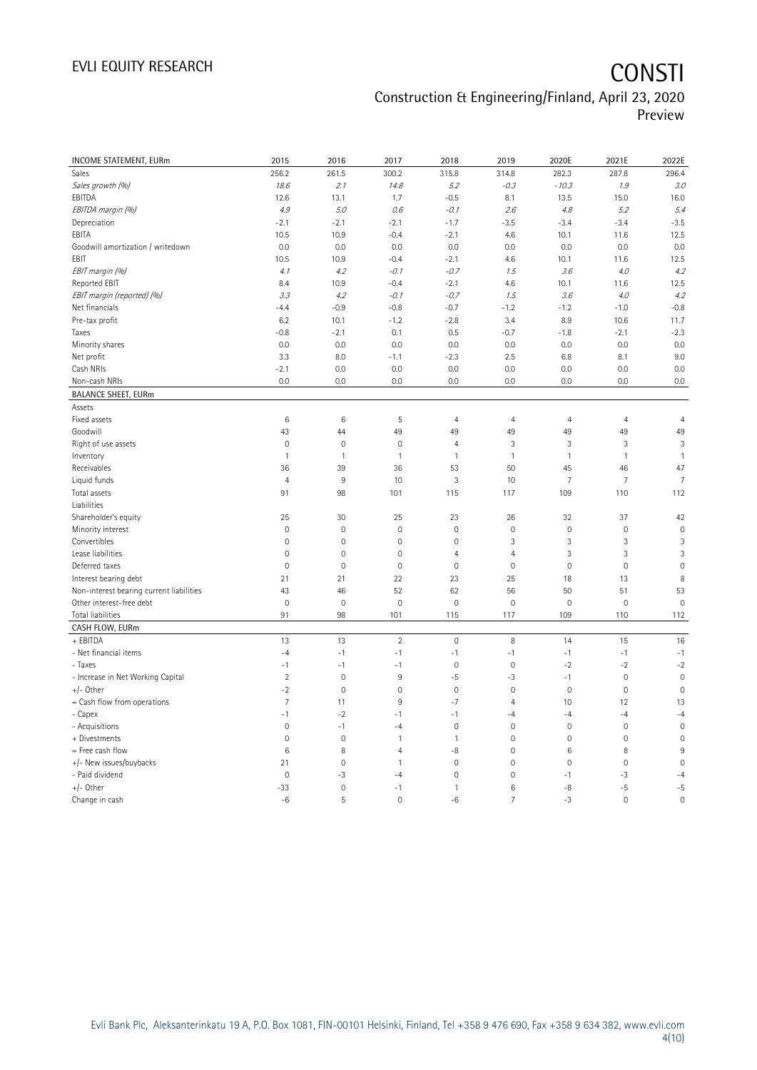| INCOME STATEMENT, EURm | 2015 | 2016 | 2017 | 2018 | 2019 | 2020E | 2021E | 2022E |
|---|---|---|---|---|---|---|---|---|
| Sales | 256.2 | 261.5 | 300.2 | 315.8 | 314.8 | 282.3 | 287.8 | 296.4 |
| *Sales growth (%)* | *18.6* | *2.1* | *14.8* | *5.2* | *-0.3* | *-10.3* | *1.9* | *3.0* |
| EBITDA | 12.6 | 13.1 | 1.7 | -0.5 | 8.1 | 13.5 | 15.0 | 16.0 |
| *EBITDA margin (%)* | *4.9* | *5.0* | *0.6* | *-0.1* | *2.6* | *4.8* | *5.2* | *5.4* |
| Depreciation | -2.1 | -2.1 | -2.1 | -1.7 | -3.5 | -3.4 | -3.4 | -3.5 |
| EBITA | 10.5 | 10.9 | -0.4 | -2.1 | 4.6 | 10.1 | 11.6 | 12.5 |
| Goodwill amortization / writedown | 0.0 | 0.0 | 0.0 | 0.0 | 0.0 | 0.0 | 0.0 | 0.0 |
| EBIT | 10.5 | 10.9 | -0.4 | -2.1 | 4.6 | 10.1 | 11.6 | 12.5 |
| *EBIT margin (%)* | *4.1* | *4.2* | *-0.1* | *-0.7* | *1.5* | *3.6* | *4.0* | *4.2* |
| Reported EBIT | 8.4 | 10.9 | -0.4 | -2.1 | 4.6 | 10.1 | 11.6 | 12.5 |
| *EBIT margin (reported) (%)* | *3.3* | *4.2* | *-0.1* | *-0.7* | *1.5* | *3.6* | *4.0* | *4.2* |
| Net financials | -4.4 | -0.9 | -0.8 | -0.7 | -1.2 | -1.2 | -1.0 | -0.8 |
| Pre-tax profit | 6.2 | 10.1 | -1.2 | -2.8 | 3.4 | 8.9 | 10.6 | 11.7 |
| Taxes | -0.8 | -2.1 | 0.1 | 0.5 | -0.7 | -1.8 | -2.1 | -2.3 |
| Minority shares | 0.0 | 0.0 | 0.0 | 0.0 | 0.0 | 0.0 | 0.0 | 0.0 |
| Net profit | 3.3 | 8.0 | -1.1 | -2.3 | 2.5 | 6.8 | 8.1 | 9.0 |
| Cash NRIs | -2.1 | 0.0 | 0.0 | 0.0 | 0.0 | 0.0 | 0.0 | 0.0 |
| Non-cash NRIs | 0.0 | 0.0 | 0.0 | 0.0 | 0.0 | 0.0 | 0.0 | 0.0 |
| **BALANCE SHEET, EURm** | | | | | | | | |
| Assets | | | | | | | | |
| Fixed assets | 6 | 6 | 5 | 4 | 4 | 4 | 4 | 4 |
| Goodwill | 43 | 44 | 49 | 49 | 49 | 49 | 49 | 49 |
| Right of use assets | 0 | 0 | 0 | 4 | 3 | 3 | 3 | 3 |
| Inventory | 1 | 1 | 1 | 1 | 1 | 1 | 1 | 1 |
| Receivables | 36 | 39 | 36 | 53 | 50 | 45 | 46 | 47 |
| Liquid funds | 4 | 9 | 10 | 3 | 10 | 7 | 7 | 7 |
| Total assets | 91 | 98 | 101 | 115 | 117 | 109 | 110 | 112 |
| Liabilities | | | | | | | | |
| Shareholder's equity | 25 | 30 | 25 | 23 | 26 | 32 | 37 | 42 |
| Minority interest | 0 | 0 | 0 | 0 | 0 | 0 | 0 | 0 |
| Convertibles | 0 | 0 | 0 | 0 | 3 | 3 | 3 | 3 |
| Lease liabilities | 0 | 0 | 0 | 4 | 4 | 3 | 3 | 3 |
| Deferred taxes | 0 | 0 | 0 | 0 | 0 | 0 | 0 | 0 |
| Interest bearing debt | 21 | 21 | 22 | 23 | 25 | 18 | 13 | 8 |
| Non-interest bearing current liabilities | 43 | 46 | 52 | 62 | 56 | 50 | 51 | 53 |
| Other interest-free debt | 0 | 0 | 0 | 0 | 0 | 0 | 0 | 0 |
| Total liabilities | 91 | 98 | 101 | 115 | 117 | 109 | 110 | 112 |
| **CASH FLOW, EURm** | | | | | | | | |
| + EBITDA | 13 | 13 | 2 | 0 | 8 | 14 | 15 | 16 |
| - Net financial items | -4 | -1 | -1 | -1 | -1 | -1 | -1 | -1 |
| - Taxes | -1 | -1 | -1 | 0 | 0 | -2 | -2 | -2 |
| - Increase in Net Working Capital | 2 | 0 | 9 | -5 | -3 | -1 | 0 | 0 |
| +/- Other | -2 | 0 | 0 | 0 | 0 | 0 | 0 | 0 |
| = Cash flow from operations | 7 | 11 | 9 | -7 | 4 | 10 | 12 | 13 |
| - Capex | -1 | -2 | -1 | -1 | -4 | -4 | -4 | -4 |
| - Acquisitions | 0 | -1 | -4 | 0 | 0 | 0 | 0 | 0 |
| + Divestments | 0 | 0 | 1 | 1 | 0 | 0 | 0 | 0 |
| = Free cash flow | 6 | 8 | 4 | -8 | 0 | 6 | 8 | 9 |
| +/- New issues/buybacks | 21 | 0 | 1 | 0 | 0 | 0 | 0 | 0 |
| - Paid dividend | 0 | -3 | -4 | 0 | 0 | -1 | -3 | -4 |
| +/- Other | -33 | 0 | -1 | 1 | 6 | -8 | -5 | -5 |
| Change in cash | -6 | 5 | 0 | -6 | 7 | -3 | 0 | 0 |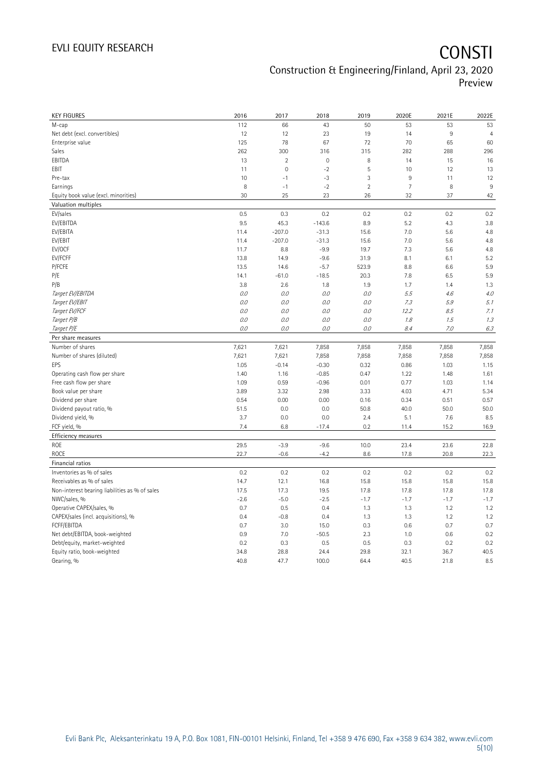| KEY FIGURES | 2016 | 2017 | 2018 | 2019 | 2020E | 2021E | 2022E |
|---|---|---|---|---|---|---|---|
| M-cap | 112 | 66 | 43 | 50 | 53 | 53 | 53 |
| Net debt (excl. convertibles) | 12 | 12 | 23 | 19 | 14 | 9 | 4 |
| Enterprise value | 125 | 78 | 67 | 72 | 70 | 65 | 60 |
| Sales | 262 | 300 | 316 | 315 | 282 | 288 | 296 |
| EBITDA | 13 | 2 | 0 | 8 | 14 | 15 | 16 |
| EBIT | 11 | 0 | -2 | 5 | 10 | 12 | 13 |
| Pre-tax | 10 | -1 | -3 | 3 | 9 | 11 | 12 |
| Earnings | 8 | -1 | -2 | 2 | 7 | 8 | 9 |
| Equity book value (excl. minorities) | 30 | 25 | 23 | 26 | 32 | 37 | 42 |
| **Valuation multiples** | | | | | | | |
| EV/sales | 0.5 | 0.3 | 0.2 | 0.2 | 0.2 | 0.2 | 0.2 |
| EV/EBITDA | 9.5 | 45.3 | -143.6 | 8.9 | 5.2 | 4.3 | 3.8 |
| EV/EBITA | 11.4 | -207.0 | -31.3 | 15.6 | 7.0 | 5.6 | 4.8 |
| EV/EBIT | 11.4 | -207.0 | -31.3 | 15.6 | 7.0 | 5.6 | 4.8 |
| EV/OCF | 11.7 | 8.8 | -9.9 | 19.7 | 7.3 | 5.6 | 4.8 |
| EV/FCFF | 13.8 | 14.9 | -9.6 | 31.9 | 8.1 | 6.1 | 5.2 |
| P/FCFE | 13.5 | 14.6 | -5.7 | 523.9 | 8.8 | 6.6 | 5.9 |
| P/E | 14.1 | -61.0 | -18.5 | 20.3 | 7.8 | 6.5 | 5.9 |
| P/B | 3.8 | 2.6 | 1.8 | 1.9 | 1.7 | 1.4 | 1.3 |
| *Target EV/EBITDA* | *0.0* | *0.0* | *0.0* | *0.0* | *5.5* | *4.6* | *4.0* |
| *Target EV/EBIT* | *0.0* | *0.0* | *0.0* | *0.0* | *7.3* | *5.9* | *5.1* |
| *Target EV/FCF* | *0.0* | *0.0* | *0.0* | *0.0* | *12.2* | *8.5* | *7.1* |
| *Target P/B* | *0.0* | *0.0* | *0.0* | *0.0* | *1.8* | *1.5* | *1.3* |
| *Target P/E* | *0.0* | *0.0* | *0.0* | *0.0* | *8.4* | *7.0* | *6.3* |
| **Per share measures** | | | | | | | |
| Number of shares | 7,621 | 7,621 | 7,858 | 7,858 | 7,858 | 7,858 | 7,858 |
| Number of shares (diluted) | 7,621 | 7,621 | 7,858 | 7,858 | 7,858 | 7,858 | 7,858 |
| EPS | 1.05 | -0.14 | -0.30 | 0.32 | 0.86 | 1.03 | 1.15 |
| Operating cash flow per share | 1.40 | 1.16 | -0.85 | 0.47 | 1.22 | 1.48 | 1.61 |
| Free cash flow per share | 1.09 | 0.59 | -0.96 | 0.01 | 0.77 | 1.03 | 1.14 |
| Book value per share | 3.89 | 3.32 | 2.98 | 3.33 | 4.03 | 4.71 | 5.34 |
| Dividend per share | 0.54 | 0.00 | 0.00 | 0.16 | 0.34 | 0.51 | 0.57 |
| Dividend payout ratio, % | 51.5 | 0.0 | 0.0 | 50.8 | 40.0 | 50.0 | 50.0 |
| Dividend yield, % | 3.7 | 0.0 | 0.0 | 2.4 | 5.1 | 7.6 | 8.5 |
| FCF yield, % | 7.4 | 6.8 | -17.4 | 0.2 | 11.4 | 15.2 | 16.9 |
| **Efficiency measures** | | | | | | | |
| ROE | 29.5 | -3.9 | -9.6 | 10.0 | 23.4 | 23.6 | 22.8 |
| ROCE | 22.7 | -0.6 | -4.2 | 8.6 | 17.8 | 20.8 | 22.3 |
| **Financial ratios** | | | | | | | |
| Inventories as % of sales | 0.2 | 0.2 | 0.2 | 0.2 | 0.2 | 0.2 | 0.2 |
| Receivables as % of sales | 14.7 | 12.1 | 16.8 | 15.8 | 15.8 | 15.8 | 15.8 |
| Non-interest bearing liabilities as % of sales | 17.5 | 17.3 | 19.5 | 17.8 | 17.8 | 17.8 | 17.8 |
| NWC/sales, % | -2.6 | -5.0 | -2.5 | -1.7 | -1.7 | -1.7 | -1.7 |
| Operative CAPEX/sales, % | 0.7 | 0.5 | 0.4 | 1.3 | 1.3 | 1.2 | 1.2 |
| CAPEX/sales (incl. acquisitions), % | 0.4 | -0.8 | 0.4 | 1.3 | 1.3 | 1.2 | 1.2 |
| FCFF/EBITDA | 0.7 | 3.0 | 15.0 | 0.3 | 0.6 | 0.7 | 0.7 |
| Net debt/EBITDA, book-weighted | 0.9 | 7.0 | -50.5 | 2.3 | 1.0 | 0.6 | 0.2 |
| Debt/equity, market-weighted | 0.2 | 0.3 | 0.5 | 0.5 | 0.3 | 0.2 | 0.2 |
| Equity ratio, book-weighted | 34.8 | 28.8 | 24.4 | 29.8 | 32.1 | 36.7 | 40.5 |
| Gearing, % | 40.8 | 47.7 | 100.0 | 64.4 | 40.5 | 21.8 | 8.5 |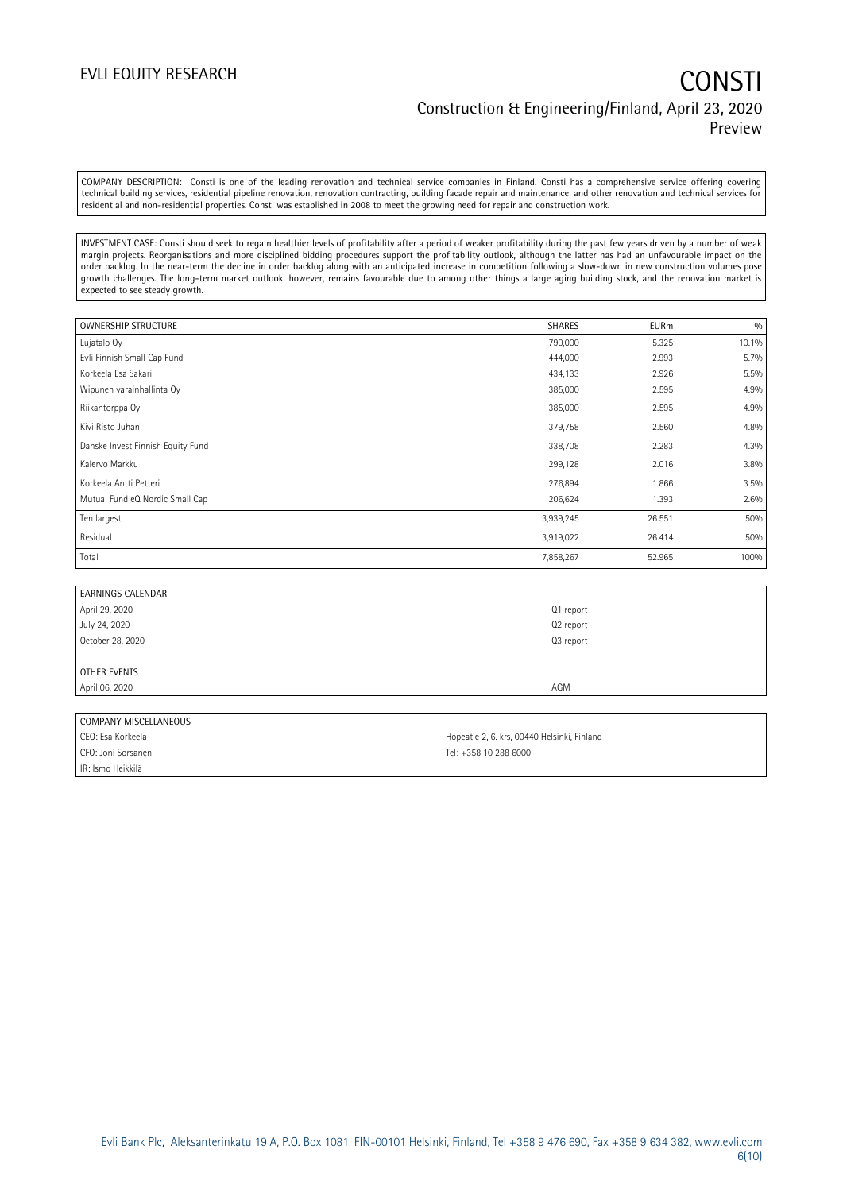COMPANY DESCRIPTION: Consti is one of the leading renovation and technical service companies in Finland. Consti has a comprehensive service offering covering technical building services, residential pipeline renovation, renovation contracting, building facade repair and maintenance, and other renovation and technical services for residential and non-residential properties. Consti was established in 2008 to meet the growing need for repair and construction work.

INVESTMENT CASE: Consti should seek to regain healthier levels of profitability after a period of weaker profitability during the past few years driven by a number of weak margin projects. Reorganisations and more disciplined bidding procedures support the profitability outlook, although the latter has had an unfavourable impact on the order backlog. In the near-term the decline in order backlog along with an anticipated increase in competition following a slow-down in new construction volumes pose growth challenges. The long-term market outlook, however, remains favourable due to among other things a large aging building stock, and the renovation market is expected to see steady growth.

| OWNERSHIP STRUCTURE | SHARES | EURm | % |
|---|---|---|---|
| Lujatalo Oy | 790,000 | 5.325 | 10.1% |
| Evli Finnish Small Cap Fund | 444,000 | 2.993 | 5.7% |
| Korkeela Esa Sakari | 434,133 | 2.926 | 5.5% |
| Wipunen varainhallinta Oy | 385,000 | 2.595 | 4.9% |
| Riikantorppa Oy | 385,000 | 2.595 | 4.9% |
| Kivi Risto Juhani | 379,758 | 2.560 | 4.8% |
| Danske Invest Finnish Equity Fund | 338,708 | 2.283 | 4.3% |
| Kalervo Markku | 299,128 | 2.016 | 3.8% |
| Korkeela Antti Petteri | 276,894 | 1.866 | 3.5% |
| Mutual Fund eQ Nordic Small Cap | 206,624 | 1.393 | 2.6% |
| Ten largest | 3,939,245 | 26.551 | 50% |
| Residual | 3,919,022 | 26.414 | 50% |
| Total | 7,858,267 | 52.965 | 100% |

| EARNINGS CALENDAR | |
|---|---|
| April 29, 2020 | Q1 report |
| July 24, 2020 | Q2 report |
| October 28, 2020 | Q3 report |
| | |
| OTHER EVENTS | |
| April 06, 2020 | AGM |

| COMPANY MISCELLANEOUS | |
|---|---|
| CEO: Esa Korkeela | Hopeatie 2, 6. krs, 00440 Helsinki, Finland |
| CFO: Joni Sorsanen | Tel: +358 10 288 6000 |
| IR: Ismo Heikkilä | |

Evli Bank Plc, Aleksanterinkatu 19 A, P.O. Box 1081, FIN-00101 Helsinki, Finland, Tel +358 9 476 690, Fax +358 9 634 382, www.evli.com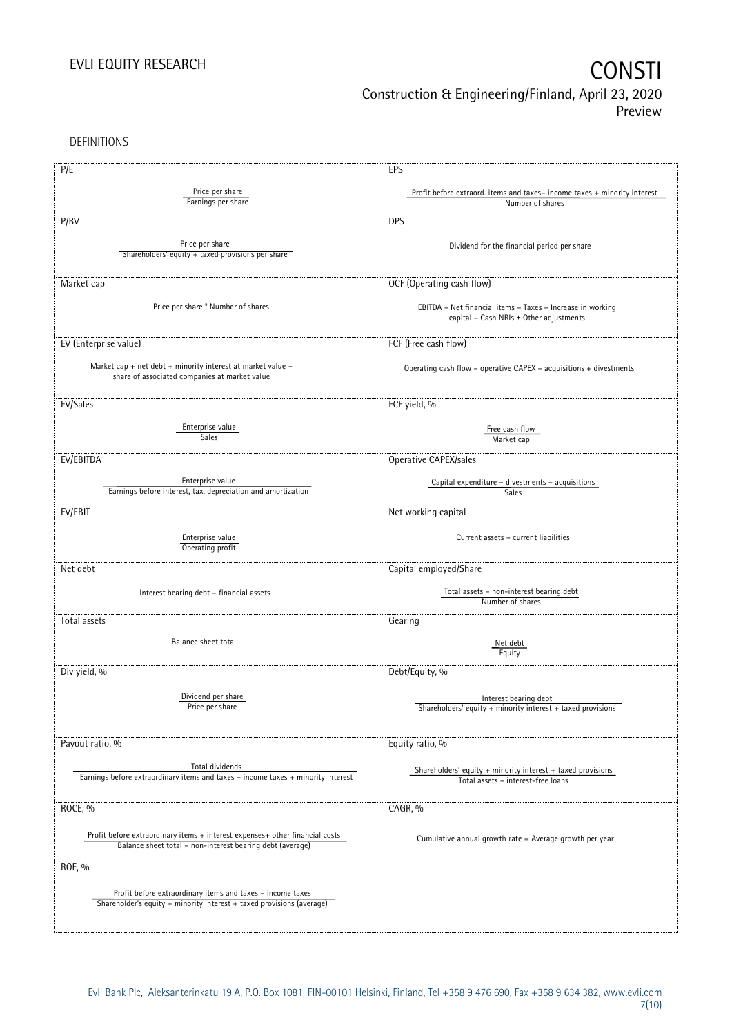DEFINITIONS

| | |
|---|---|
| **P/E** | **EPS** |
| $\frac{\text{Price per share}}{\text{Earnings per share}}$ | $\frac{\text{Profit before extraord. items and taxes– income taxes + minority interest}}{\text{Number of shares}}$ |
| **P/BV** | **DPS** |
| $\frac{\text{Price per share}}{\text{Shareholders' equity + taxed provisions per share}}$ | Dividend for the financial period per share |
| **Market cap** | **OCF (Operating cash flow)** |
| Price per share * Number of shares | EBITDA – Net financial items – Taxes – Increase in working capital – Cash NRIs ± Other adjustments |
| **EV (Enterprise value)** | **FCF (Free cash flow)** |
| Market cap + net debt + minority interest at market value – share of associated companies at market value | Operating cash flow – operative CAPEX – acquisitions + divestments |
| **EV/Sales** | **FCF yield, %** |
| $\frac{\text{Enterprise value}}{\text{Sales}}$ | $\frac{\text{Free cash flow}}{\text{Market cap}}$ |
| **EV/EBITDA** | **Operative CAPEX/sales** |
| $\frac{\text{Enterprise value}}{\text{Earnings before interest, tax, depreciation and amortization}}$ | $\frac{\text{Capital expenditure – divestments – acquisitions}}{\text{Sales}}$ |
| **EV/EBIT** | **Net working capital** |
| $\frac{\text{Enterprise value}}{\text{Operating profit}}$ | Current assets – current liabilities |
| **Net debt** | **Capital employed/Share** |
| Interest bearing debt – financial assets | $\frac{\text{Total assets – non-interest bearing debt}}{\text{Number of shares}}$ |
| **Total assets** | **Gearing** |
| Balance sheet total | $\frac{\text{Net debt}}{\text{Equity}}$ |
| **Div yield, %** | **Debt/Equity, %** |
| $\frac{\text{Dividend per share}}{\text{Price per share}}$ | $\frac{\text{Interest bearing debt}}{\text{Shareholders' equity + minority interest + taxed provisions}}$ |
| **Payout ratio, %** | **Equity ratio, %** |
| $\frac{\text{Total dividends}}{\text{Earnings before extraordinary items and taxes – income taxes + minority interest}}$ | $\frac{\text{Shareholders' equity + minority interest + taxed provisions}}{\text{Total assets – interest-free loans}}$ |
| **ROCE, %** | **CAGR, %** |
| $\frac{\text{Profit before extraordinary items + interest expenses+ other financial costs}}{\text{Balance sheet total – non-interest bearing debt (average)}}$ | Cumulative annual growth rate = Average growth per year |
| **ROE, %** | |
| $\frac{\text{Profit before extraordinary items and taxes – income taxes}}{\text{Shareholder's equity + minority interest + taxed provisions (average)}}$ | |

Evli Bank Plc, Aleksanterinkatu 19 A, P.O. Box 1081, FIN-00101 Helsinki, Finland, Tel +358 9 476 690, Fax +358 9 634 382, www.evli.com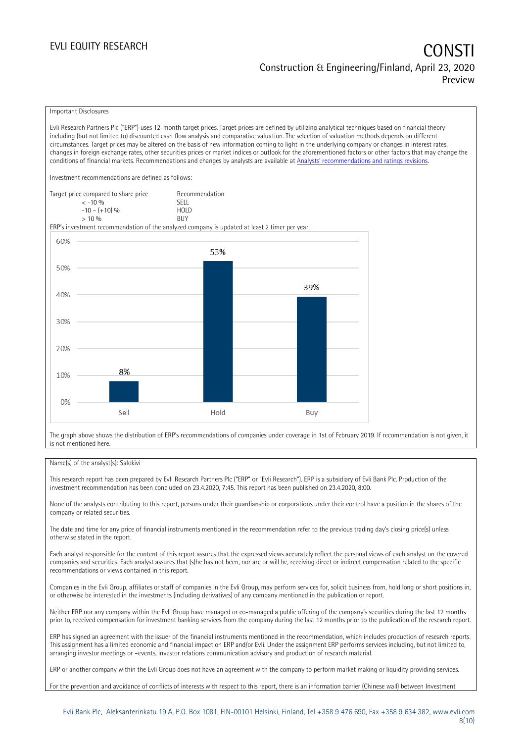Important Disclosures

Evli Research Partners Plc ("ERP") uses 12-month target prices. Target prices are defined by utilizing analytical techniques based on financial theory including (but not limited to) discounted cash flow analysis and comparative valuation. The selection of valuation methods depends on different circumstances. Target prices may be altered on the basis of new information coming to light in the underlying company or changes in interest rates, changes in foreign exchange rates, other securities prices or market indices or outlook for the aforementioned factors or other factors that may change the conditions of financial markets. Recommendations and changes by analysts are available at Analysts' recommendations and ratings revisions.

Investment recommendations are defined as follows:

| Target price compared to share price | Recommendation |
|---|---|
| < -10 % | SELL |
| -10 – (+10) % | HOLD |
| > 10 % | BUY |

ERP's investment recommendation of the analyzed company is updated at least 2 timer per year.

60%
50%
40%
30%
20%
10%
0%
8%
53%
39%
Sell
Hold
Buy

The graph above shows the distribution of ERP's recommendations of companies under coverage in 1st of February 2019. If recommendation is not given, it is not mentioned here.

Name(s) of the analyst(s): Salokivi

This research report has been prepared by Evli Research Partners Plc ("ERP" or "Evli Research"). ERP is a subsidiary of Evli Bank Plc. Production of the investment recommendation has been concluded on 23.4.2020, 7:45. This report has been published on 23.4.2020, 8:00.

None of the analysts contributing to this report, persons under their guardianship or corporations under their control have a position in the shares of the company or related securities.

The date and time for any price of financial instruments mentioned in the recommendation refer to the previous trading day's closing price(s) unless otherwise stated in the report.

Each analyst responsible for the content of this report assures that the expressed views accurately reflect the personal views of each analyst on the covered companies and securities. Each analyst assures that (s)he has not been, nor are or will be, receiving direct or indirect compensation related to the specific recommendations or views contained in this report.

Companies in the Evli Group, affiliates or staff of companies in the Evli Group, may perform services for, solicit business from, hold long or short positions in, or otherwise be interested in the investments (including derivatives) of any company mentioned in the publication or report.

Neither ERP nor any company within the Evli Group have managed or co-managed a public offering of the company's securities during the last 12 months prior to, received compensation for investment banking services from the company during the last 12 months prior to the publication of the research report.

ERP has signed an agreement with the issuer of the financial instruments mentioned in the recommendation, which includes production of research reports. This assignment has a limited economic and financial impact on ERP and/or Evli. Under the assignment ERP performs services including, but not limited to, arranging investor meetings or –events, investor relations communication advisory and production of research material.

ERP or another company within the Evli Group does not have an agreement with the company to perform market making or liquidity providing services.

For the prevention and avoidance of conflicts of interests with respect to this report, there is an information barrier (Chinese wall) between Investment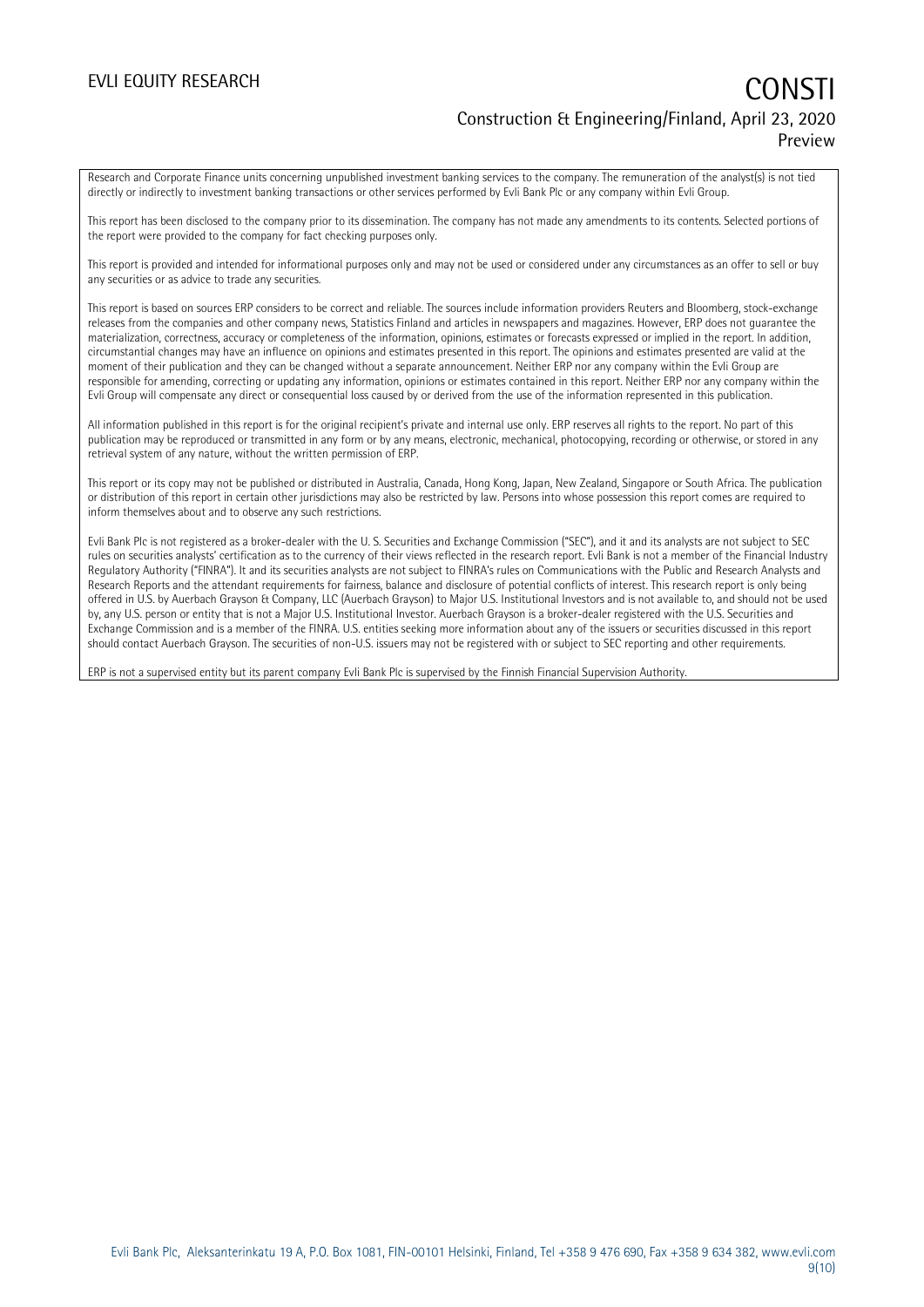Research and Corporate Finance units concerning unpublished investment banking services to the company. The remuneration of the analyst(s) is not tied directly or indirectly to investment banking transactions or other services performed by Evli Bank Plc or any company within Evli Group.

This report has been disclosed to the company prior to its dissemination. The company has not made any amendments to its contents. Selected portions of the report were provided to the company for fact checking purposes only.

This report is provided and intended for informational purposes only and may not be used or considered under any circumstances as an offer to sell or buy any securities or as advice to trade any securities.

This report is based on sources ERP considers to be correct and reliable. The sources include information providers Reuters and Bloomberg, stock-exchange releases from the companies and other company news, Statistics Finland and articles in newspapers and magazines. However, ERP does not guarantee the materialization, correctness, accuracy or completeness of the information, opinions, estimates or forecasts expressed or implied in the report. In addition, circumstantial changes may have an influence on opinions and estimates presented in this report. The opinions and estimates presented are valid at the moment of their publication and they can be changed without a separate announcement. Neither ERP nor any company within the Evli Group are responsible for amending, correcting or updating any information, opinions or estimates contained in this report. Neither ERP nor any company within the Evli Group will compensate any direct or consequential loss caused by or derived from the use of the information represented in this publication.

All information published in this report is for the original recipient's private and internal use only. ERP reserves all rights to the report. No part of this publication may be reproduced or transmitted in any form or by any means, electronic, mechanical, photocopying, recording or otherwise, or stored in any retrieval system of any nature, without the written permission of ERP.

This report or its copy may not be published or distributed in Australia, Canada, Hong Kong, Japan, New Zealand, Singapore or South Africa. The publication or distribution of this report in certain other jurisdictions may also be restricted by law. Persons into whose possession this report comes are required to inform themselves about and to observe any such restrictions.

Evli Bank Plc is not registered as a broker-dealer with the U. S. Securities and Exchange Commission ("SEC"), and it and its analysts are not subject to SEC rules on securities analysts' certification as to the currency of their views reflected in the research report. Evli Bank is not a member of the Financial Industry Regulatory Authority ("FINRA"). It and its securities analysts are not subject to FINRA's rules on Communications with the Public and Research Analysts and Research Reports and the attendant requirements for fairness, balance and disclosure of potential conflicts of interest. This research report is only being offered in U.S. by Auerbach Grayson & Company, LLC (Auerbach Grayson) to Major U.S. Institutional Investors and is not available to, and should not be used by, any U.S. person or entity that is not a Major U.S. Institutional Investor. Auerbach Grayson is a broker-dealer registered with the U.S. Securities and Exchange Commission and is a member of the FINRA. U.S. entities seeking more information about any of the issuers or securities discussed in this report should contact Auerbach Grayson. The securities of non-U.S. issuers may not be registered with or subject to SEC reporting and other requirements.

ERP is not a supervised entity but its parent company Evli Bank Plc is supervised by the Finnish Financial Supervision Authority.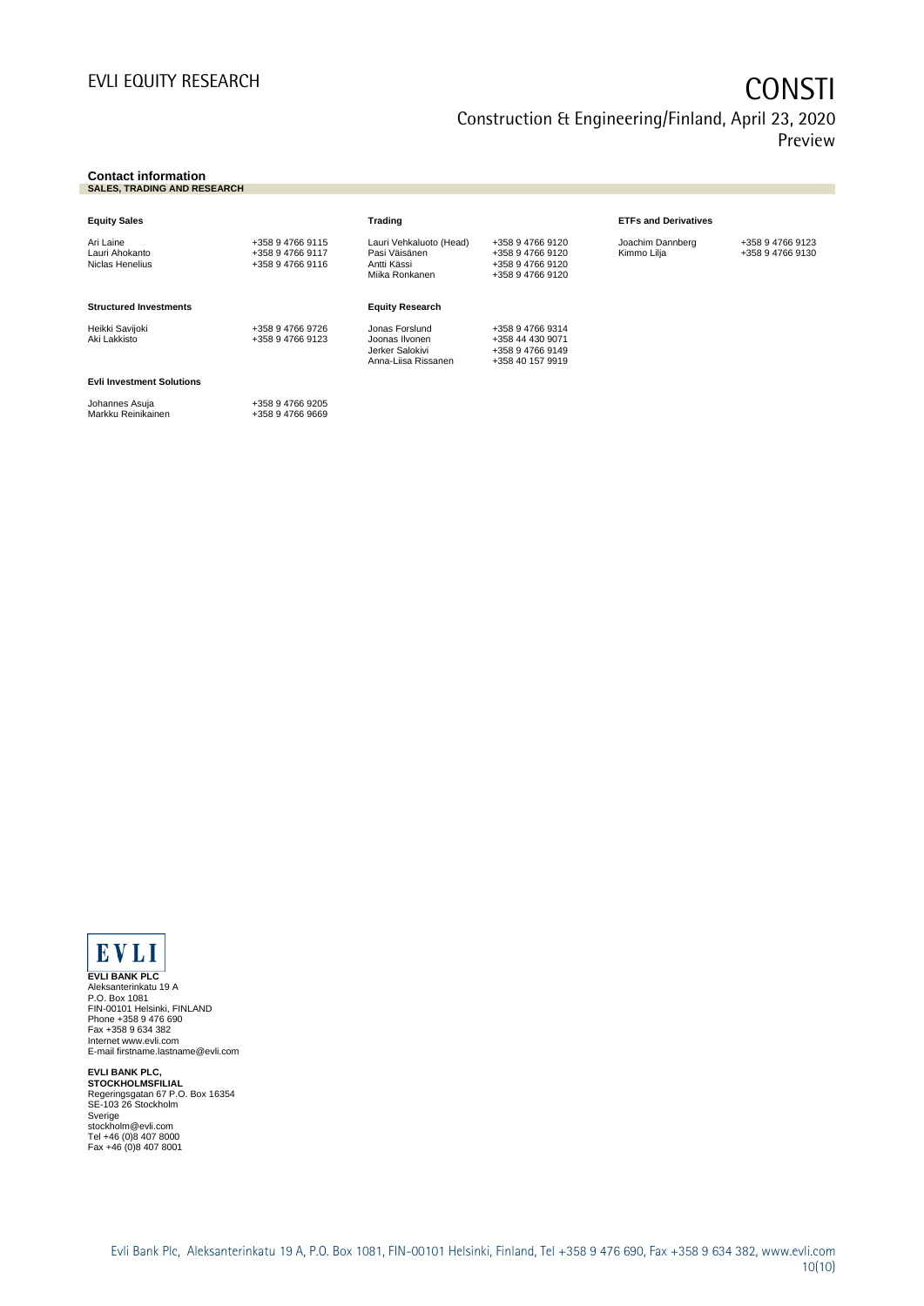# Contact information

## SALES, TRADING AND RESEARCH

| Equity Sales | | Trading | | ETFs and Derivatives | |
|---|---|---|---|---|---|
| Ari Laine | +358 9 4766 9115 | Lauri Vehkaluoto (Head) | +358 9 4766 9120 | Joachim Dannberg | +358 9 4766 9123 |
| Lauri Ahokanto | +358 9 4766 9117 | Pasi Väisänen | +358 9 4766 9120 | Kimmo Lilja | +358 9 4766 9130 |
| Niclas Henelius | +358 9 4766 9116 | Antti Kässi | +358 9 4766 9120 | | |
| | | Miika Ronkanen | +358 9 4766 9120 | | |

| Structured Investments | | Equity Research | |
|---|---|---|---|
| Heikki Savijoki | +358 9 4766 9726 | Jonas Forslund | +358 9 4766 9314 |
| Aki Lakkisto | +358 9 4766 9123 | Joonas Ilvonen | +358 44 430 9071 |
| | | Jerker Salokivi | +358 9 4766 9149 |
| | | Anna-Liisa Rissanen | +358 40 157 9919 |

| Evli Investment Solutions | |
|---|---|
| Johannes Asuja | +358 9 4766 9205 |
| Markku Reinikainen | +358 9 4766 9669 |

EVLI

**EVLI BANK PLC**
Aleksanterinkatu 19 A
P.O. Box 1081
FIN-00101 Helsinki, FINLAND
Phone +358 9 476 690
Fax +358 9 634 382
Internet www.evli.com
E-mail firstname.lastname@evli.com

**EVLI BANK PLC, STOCKHOLMSFILIAL**
Regeringsgatan 67 P.O. Box 16354
SE-103 26 Stockholm
Sverige
stockholm@evli.com
Tel +46 (0)8 407 8000
Fax +46 (0)8 407 8001